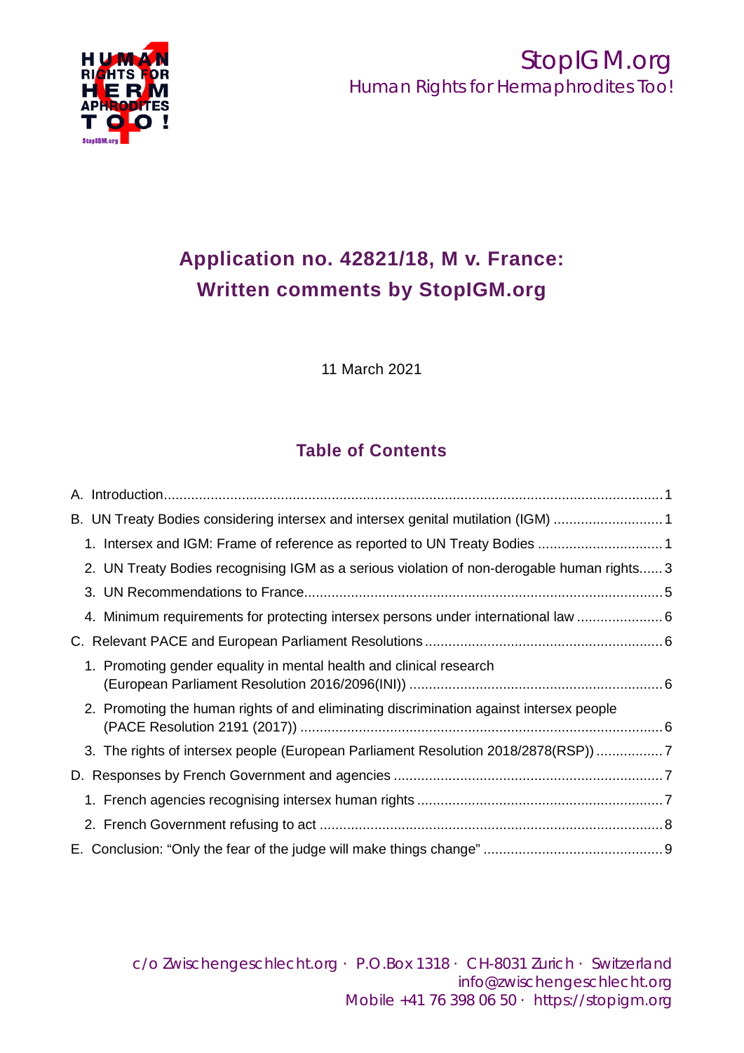StopIGM.org
Human Rights for Hermaphrodites Too!

# Application no. 42821/18, M v. France: Written comments by StopIGM.org

11 March 2021

## Table of Contents

A. Introduction ... 1

B. UN Treaty Bodies considering intersex and intersex genital mutilation (IGM) ... 1

1. Intersex and IGM: Frame of reference as reported to UN Treaty Bodies ... 1
2. UN Treaty Bodies recognising IGM as a serious violation of non-derogable human rights ... 3
3. UN Recommendations to France ... 5
4. Minimum requirements for protecting intersex persons under international law ... 6

C. Relevant PACE and European Parliament Resolutions ... 6

1. Promoting gender equality in mental health and clinical research (European Parliament Resolution 2016/2096(INI)) ... 6
2. Promoting the human rights of and eliminating discrimination against intersex people (PACE Resolution 2191 (2017)) ... 6
3. The rights of intersex people (European Parliament Resolution 2018/2878(RSP)) ... 7

D. Responses by French Government and agencies ... 7

1. French agencies recognising intersex human rights ... 7
2. French Government refusing to act ... 8

E. Conclusion: "Only the fear of the judge will make things change" ... 9

c/o Zwischengeschlecht.org · P.O.Box 1318 · CH-8031 Zurich · Switzerland
info@zwischengeschlecht.org
Mobile +41 76 398 06 50 · https://stopigm.org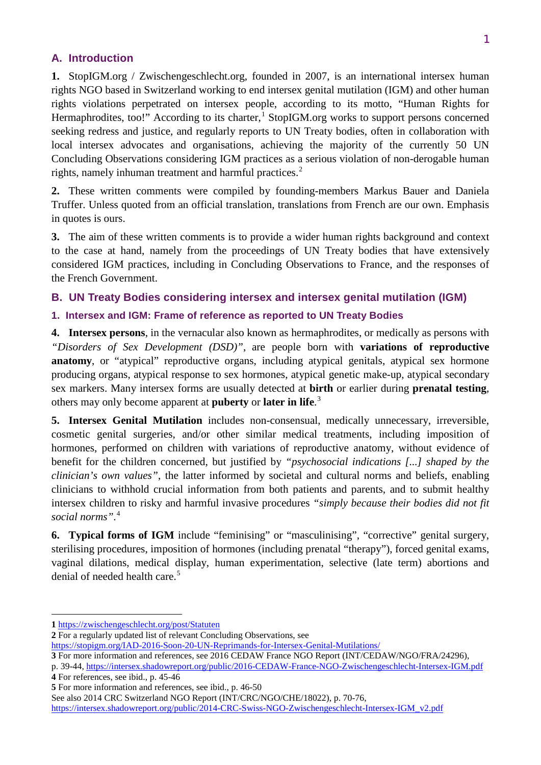## A. Introduction

**1.** StopIGM.org / Zwischengeschlecht.org, founded in 2007, is an international intersex human rights NGO based in Switzerland working to end intersex genital mutilation (IGM) and other human rights violations perpetrated on intersex people, according to its motto, "Human Rights for Hermaphrodites, too!" According to its charter,[1] StopIGM.org works to support persons concerned seeking redress and justice, and regularly reports to UN Treaty bodies, often in collaboration with local intersex advocates and organisations, achieving the majority of the currently 50 UN Concluding Observations considering IGM practices as a serious violation of non-derogable human rights, namely inhuman treatment and harmful practices.[2]

**2.** These written comments were compiled by founding-members Markus Bauer and Daniela Truffer. Unless quoted from an official translation, translations from French are our own. Emphasis in quotes is ours.

**3.** The aim of these written comments is to provide a wider human rights background and context to the case at hand, namely from the proceedings of UN Treaty bodies that have extensively considered IGM practices, including in Concluding Observations to France, and the responses of the French Government.

## B. UN Treaty Bodies considering intersex and intersex genital mutilation (IGM)

### 1. Intersex and IGM: Frame of reference as reported to UN Treaty Bodies

**4. Intersex persons**, in the vernacular also known as hermaphrodites, or medically as persons with *"Disorders of Sex Development (DSD)"*, are people born with **variations of reproductive anatomy**, or "atypical" reproductive organs, including atypical genitals, atypical sex hormone producing organs, atypical response to sex hormones, atypical genetic make-up, atypical secondary sex markers. Many intersex forms are usually detected at **birth** or earlier during **prenatal testing**, others may only become apparent at **puberty** or **later in life**.[3]

**5. Intersex Genital Mutilation** includes non-consensual, medically unnecessary, irreversible, cosmetic genital surgeries, and/or other similar medical treatments, including imposition of hormones, performed on children with variations of reproductive anatomy, without evidence of benefit for the children concerned, but justified by *"psychosocial indications [...] shaped by the clinician's own values"*, the latter informed by societal and cultural norms and beliefs, enabling clinicians to withhold crucial information from both patients and parents, and to submit healthy intersex children to risky and harmful invasive procedures *"simply because their bodies did not fit social norms"*.[4]

**6. Typical forms of IGM** include "feminising" or "masculinising", "corrective" genital surgery, sterilising procedures, imposition of hormones (including prenatal "therapy"), forced genital exams, vaginal dilations, medical display, human experimentation, selective (late term) abortions and denial of needed health care.[5]

---

**1** https://zwischengeschlecht.org/post/Statuten

**2** For a regularly updated list of relevant Concluding Observations, see https://stopigm.org/IAD-2016-Soon-20-UN-Reprimands-for-Intersex-Genital-Mutilations/

**3** For more information and references, see 2016 CEDAW France NGO Report (INT/CEDAW/NGO/FRA/24296), p. 39-44, https://intersex.shadowreport.org/public/2016-CEDAW-France-NGO-Zwischengeschlecht-Intersex-IGM.pdf

**4** For references, see ibid., p. 45-46

**5** For more information and references, see ibid., p. 46-50
See also 2014 CRC Switzerland NGO Report (INT/CRC/NGO/CHE/18022), p. 70-76, https://intersex.shadowreport.org/public/2014-CRC-Swiss-NGO-Zwischengeschlecht-Intersex-IGM_v2.pdf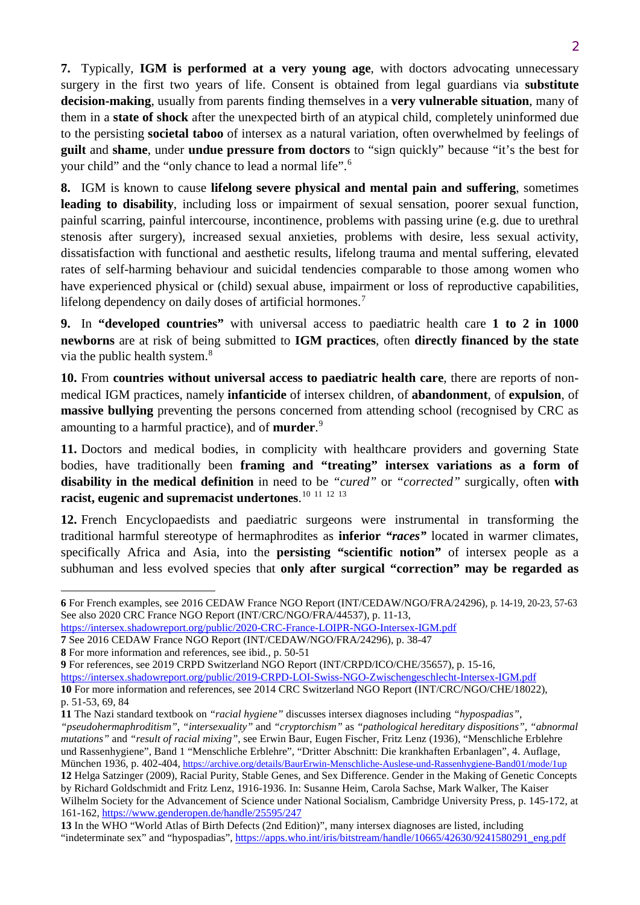**7.** Typically, **IGM is performed at a very young age**, with doctors advocating unnecessary surgery in the first two years of life. Consent is obtained from legal guardians via **substitute decision-making**, usually from parents finding themselves in a **very vulnerable situation**, many of them in a **state of shock** after the unexpected birth of an atypical child, completely uninformed due to the persisting **societal taboo** of intersex as a natural variation, often overwhelmed by feelings of **guilt** and **shame**, under **undue pressure from doctors** to "sign quickly" because "it's the best for your child" and the "only chance to lead a normal life".[6]

**8.** IGM is known to cause **lifelong severe physical and mental pain and suffering**, sometimes **leading to disability**, including loss or impairment of sexual sensation, poorer sexual function, painful scarring, painful intercourse, incontinence, problems with passing urine (e.g. due to urethral stenosis after surgery), increased sexual anxieties, problems with desire, less sexual activity, dissatisfaction with functional and aesthetic results, lifelong trauma and mental suffering, elevated rates of self-harming behaviour and suicidal tendencies comparable to those among women who have experienced physical or (child) sexual abuse, impairment or loss of reproductive capabilities, lifelong dependency on daily doses of artificial hormones.[7]

**9.** In **"developed countries"** with universal access to paediatric health care **1 to 2 in 1000 newborns** are at risk of being submitted to **IGM practices**, often **directly financed by the state** via the public health system.[8]

**10.** From **countries without universal access to paediatric health care**, there are reports of non-medical IGM practices, namely **infanticide** of intersex children, of **abandonment**, of **expulsion**, of **massive bullying** preventing the persons concerned from attending school (recognised by CRC as amounting to a harmful practice), and of **murder**.[9]

**11.** Doctors and medical bodies, in complicity with healthcare providers and governing State bodies, have traditionally been **framing and "treating" intersex variations as a form of disability in the medical definition** in need to be *"cured"* or *"corrected"* surgically, often **with racist, eugenic and supremacist undertones**.[10] [11] [12] [13]

**12.** French Encyclopaedists and paediatric surgeons were instrumental in transforming the traditional harmful stereotype of hermaphrodites as **inferior *"races"*** located in warmer climates, specifically Africa and Asia, into the **persisting "scientific notion"** of intersex people as a subhuman and less evolved species that **only after surgical "correction" may be regarded as**

---

**6** For French examples, see 2016 CEDAW France NGO Report (INT/CEDAW/NGO/FRA/24296), p. 14-19, 20-23, 57-63 See also 2020 CRC France NGO Report (INT/CRC/NGO/FRA/44537), p. 11-13, https://intersex.shadowreport.org/public/2020-CRC-France-LOIPR-NGO-Intersex-IGM.pdf

**7** See 2016 CEDAW France NGO Report (INT/CEDAW/NGO/FRA/24296), p. 38-47

**8** For more information and references, see ibid., p. 50-51

**9** For references, see 2019 CRPD Switzerland NGO Report (INT/CRPD/ICO/CHE/35657), p. 15-16, https://intersex.shadowreport.org/public/2019-CRPD-LOI-Swiss-NGO-Zwischengeschlecht-Intersex-IGM.pdf

**10** For more information and references, see 2014 CRC Switzerland NGO Report (INT/CRC/NGO/CHE/18022), p. 51-53, 69, 84

**11** The Nazi standard textbook on *"racial hygiene"* discusses intersex diagnoses including *"hypospadias"*, *"pseudohermaphroditism"*, *"intersexuality"* and *"cryptorchism"* as *"pathological hereditary dispositions"*, *"abnormal mutations"* and *"result of racial mixing"*, see Erwin Baur, Eugen Fischer, Fritz Lenz (1936), "Menschliche Erblehre und Rassenhygiene", Band 1 "Menschliche Erblehre", "Dritter Abschnitt: Die krankhaften Erbanlagen", 4. Auflage, München 1936, p. 402-404, https://archive.org/details/BaurErwin-Menschliche-Auslese-und-Rassenhygiene-Band01/mode/1up

**12** Helga Satzinger (2009), Racial Purity, Stable Genes, and Sex Difference. Gender in the Making of Genetic Concepts by Richard Goldschmidt and Fritz Lenz, 1916-1936. In: Susanne Heim, Carola Sachse, Mark Walker, The Kaiser Wilhelm Society for the Advancement of Science under National Socialism, Cambridge University Press, p. 145-172, at 161-162, https://www.genderopen.de/handle/25595/247

**13** In the WHO "World Atlas of Birth Defects (2nd Edition)", many intersex diagnoses are listed, including "indeterminate sex" and "hypospadias", https://apps.who.int/iris/bitstream/handle/10665/42630/9241580291_eng.pdf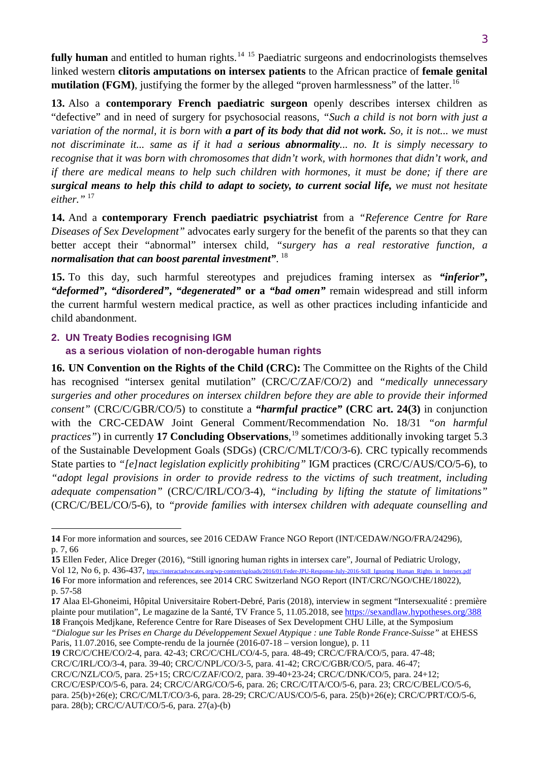**fully human** and entitled to human rights.[14] [15] Paediatric surgeons and endocrinologists themselves linked western **clitoris amputations on intersex patients** to the African practice of **female genital mutilation (FGM)**, justifying the former by the alleged "proven harmlessness" of the latter.[16]

**13.** Also a **contemporary French paediatric surgeon** openly describes intersex children as "defective" and in need of surgery for psychosocial reasons, *"Such a child is not born with just a variation of the normal, it is born with **a part of its body that did not work.** So, it is not... we must not discriminate it... same as if it had a **serious abnormality**... no. It is simply necessary to recognise that it was born with chromosomes that didn't work, with hormones that didn't work, and if there are medical means to help such children with hormones, it must be done; if there are **surgical means to help this child to adapt to society, to current social life,** we must not hesitate either."* [17]

**14.** And a **contemporary French paediatric psychiatrist** from a *"Reference Centre for Rare Diseases of Sex Development"* advocates early surgery for the benefit of the parents so that they can better accept their "abnormal" intersex child, *"surgery has a real restorative function, a **normalisation that can boost parental investment"***. [18]

**15.** To this day, such harmful stereotypes and prejudices framing intersex as ***"inferior"***, ***"deformed"***, ***"disordered"***, ***"degenerated"*** **or a** ***"bad omen"*** remain widespread and still inform the current harmful western medical practice, as well as other practices including infanticide and child abandonment.

## 2. UN Treaty Bodies recognising IGM as a serious violation of non-derogable human rights

**16. UN Convention on the Rights of the Child (CRC):** The Committee on the Rights of the Child has recognised "intersex genital mutilation" (CRC/C/ZAF/CO/2) and *"medically unnecessary surgeries and other procedures on intersex children before they are able to provide their informed consent"* (CRC/C/GBR/CO/5) to constitute a ***"harmful practice"*** **(CRC art. 24(3)** in conjunction with the CRC-CEDAW Joint General Comment/Recommendation No. 18/31 *"on harmful practices"*) in currently **17 Concluding Observations**,[19] sometimes additionally invoking target 5.3 of the Sustainable Development Goals (SDGs) (CRC/C/MLT/CO/3-6). CRC typically recommends State parties to *"[e]nact legislation explicitly prohibiting"* IGM practices (CRC/C/AUS/CO/5-6), to *"adopt legal provisions in order to provide redress to the victims of such treatment, including adequate compensation"* (CRC/C/IRL/CO/3-4), *"including by lifting the statute of limitations"* (CRC/C/BEL/CO/5-6), to *"provide families with intersex children with adequate counselling and*

---

**14** For more information and sources, see 2016 CEDAW France NGO Report (INT/CEDAW/NGO/FRA/24296), p. 7, 66

**15** Ellen Feder, Alice Dreger (2016), "Still ignoring human rights in intersex care", Journal of Pediatric Urology, Vol 12, No 6, p. 436-437, https://interactadvocates.org/wp-content/uploads/2016/01/Feder-JPU-Response-July-2016-Still_Ignoring_Human_Rights_in_Intersex.pdf

**16** For more information and references, see 2014 CRC Switzerland NGO Report (INT/CRC/NGO/CHE/18022), p. 57-58

**17** Alaa El-Ghoneimi, Hôpital Universitaire Robert-Debré, Paris (2018), interview in segment "Intersexualité : première plainte pour mutilation", Le magazine de la Santé, TV France 5, 11.05.2018, see https://sexandlaw.hypotheses.org/388

**18** François Medjkane, Reference Centre for Rare Diseases of Sex Development CHU Lille, at the Symposium *"Dialogue sur les Prises en Charge du Développement Sexuel Atypique : une Table Ronde France-Suisse"* at EHESS Paris, 11.07.2016, see Compte-rendu de la journée (2016-07-18 – version longue), p. 11

**19** CRC/C/CHE/CO/2-4, para. 42-43; CRC/C/CHL/CO/4-5, para. 48-49; CRC/C/FRA/CO/5, para. 47-48; CRC/C/IRL/CO/3-4, para. 39-40; CRC/C/NPL/CO/3-5, para. 41-42; CRC/C/GBR/CO/5, para. 46-47; CRC/C/NZL/CO/5, para. 25+15; CRC/C/ZAF/CO/2, para. 39-40+23-24; CRC/C/DNK/CO/5, para. 24+12; CRC/C/ESP/CO/5-6, para. 24; CRC/C/ARG/CO/5-6, para. 26; CRC/C/ITA/CO/5-6, para. 23; CRC/C/BEL/CO/5-6, para. 25(b)+26(e); CRC/C/MLT/CO/3-6, para. 28-29; CRC/C/AUS/CO/5-6, para. 25(b)+26(e); CRC/C/PRT/CO/5-6, para. 28(b); CRC/C/AUT/CO/5-6, para. 27(a)-(b)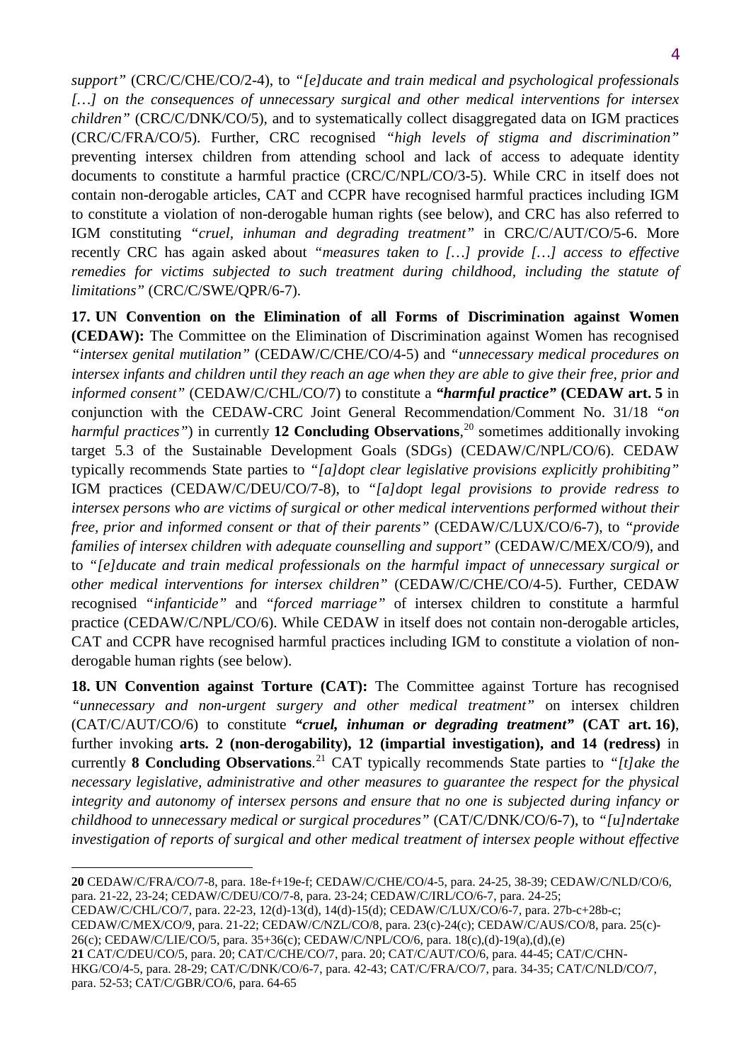*support"* (CRC/C/CHE/CO/2-4), to *"[e]ducate and train medical and psychological professionals […] on the consequences of unnecessary surgical and other medical interventions for intersex children"* (CRC/C/DNK/CO/5), and to systematically collect disaggregated data on IGM practices (CRC/C/FRA/CO/5). Further, CRC recognised *"high levels of stigma and discrimination"* preventing intersex children from attending school and lack of access to adequate identity documents to constitute a harmful practice (CRC/C/NPL/CO/3-5). While CRC in itself does not contain non-derogable articles, CAT and CCPR have recognised harmful practices including IGM to constitute a violation of non-derogable human rights (see below), and CRC has also referred to IGM constituting *"cruel, inhuman and degrading treatment"* in CRC/C/AUT/CO/5-6. More recently CRC has again asked about *"measures taken to […] provide […] access to effective remedies for victims subjected to such treatment during childhood, including the statute of limitations"* (CRC/C/SWE/QPR/6-7).

**17. UN Convention on the Elimination of all Forms of Discrimination against Women (CEDAW):** The Committee on the Elimination of Discrimination against Women has recognised *"intersex genital mutilation"* (CEDAW/C/CHE/CO/4-5) and *"unnecessary medical procedures on intersex infants and children until they reach an age when they are able to give their free, prior and informed consent"* (CEDAW/C/CHL/CO/7) to constitute a ***"harmful practice"*** **(CEDAW art. 5** in conjunction with the CEDAW-CRC Joint General Recommendation/Comment No. 31/18 *"on harmful practices"*) in currently **12 Concluding Observations**,[20] sometimes additionally invoking target 5.3 of the Sustainable Development Goals (SDGs) (CEDAW/C/NPL/CO/6). CEDAW typically recommends State parties to *"[a]dopt clear legislative provisions explicitly prohibiting"* IGM practices (CEDAW/C/DEU/CO/7-8), to *"[a]dopt legal provisions to provide redress to intersex persons who are victims of surgical or other medical interventions performed without their free, prior and informed consent or that of their parents"* (CEDAW/C/LUX/CO/6-7), to *"provide families of intersex children with adequate counselling and support"* (CEDAW/C/MEX/CO/9), and to *"[e]ducate and train medical professionals on the harmful impact of unnecessary surgical or other medical interventions for intersex children"* (CEDAW/C/CHE/CO/4-5). Further, CEDAW recognised *"infanticide"* and *"forced marriage"* of intersex children to constitute a harmful practice (CEDAW/C/NPL/CO/6). While CEDAW in itself does not contain non-derogable articles, CAT and CCPR have recognised harmful practices including IGM to constitute a violation of non-derogable human rights (see below).

**18. UN Convention against Torture (CAT):** The Committee against Torture has recognised *"unnecessary and non-urgent surgery and other medical treatment"* on intersex children (CAT/C/AUT/CO/6) to constitute ***"cruel, inhuman or degrading treatment"*** **(CAT art. 16)**, further invoking **arts. 2 (non-derogability), 12 (impartial investigation), and 14 (redress)** in currently **8 Concluding Observations**.[21] CAT typically recommends State parties to *"[t]ake the necessary legislative, administrative and other measures to guarantee the respect for the physical integrity and autonomy of intersex persons and ensure that no one is subjected during infancy or childhood to unnecessary medical or surgical procedures"* (CAT/C/DNK/CO/6-7), to *"[u]ndertake investigation of reports of surgical and other medical treatment of intersex people without effective*

---

**20** CEDAW/C/FRA/CO/7-8, para. 18e-f+19e-f; CEDAW/C/CHE/CO/4-5, para. 24-25, 38-39; CEDAW/C/NLD/CO/6, para. 21-22, 23-24; CEDAW/C/DEU/CO/7-8, para. 23-24; CEDAW/C/IRL/CO/6-7, para. 24-25; CEDAW/C/CHL/CO/7, para. 22-23, 12(d)-13(d), 14(d)-15(d); CEDAW/C/LUX/CO/6-7, para. 27b-c+28b-c; CEDAW/C/MEX/CO/9, para. 21-22; CEDAW/C/NZL/CO/8, para. 23(c)-24(c); CEDAW/C/AUS/CO/8, para. 25(c)-26(c); CEDAW/C/LIE/CO/5, para. 35+36(c); CEDAW/C/NPL/CO/6, para. 18(c),(d)-19(a),(d),(e)

**21** CAT/C/DEU/CO/5, para. 20; CAT/C/CHE/CO/7, para. 20; CAT/C/AUT/CO/6, para. 44-45; CAT/C/CHN-HKG/CO/4-5, para. 28-29; CAT/C/DNK/CO/6-7, para. 42-43; CAT/C/FRA/CO/7, para. 34-35; CAT/C/NLD/CO/7, para. 52-53; CAT/C/GBR/CO/6, para. 64-65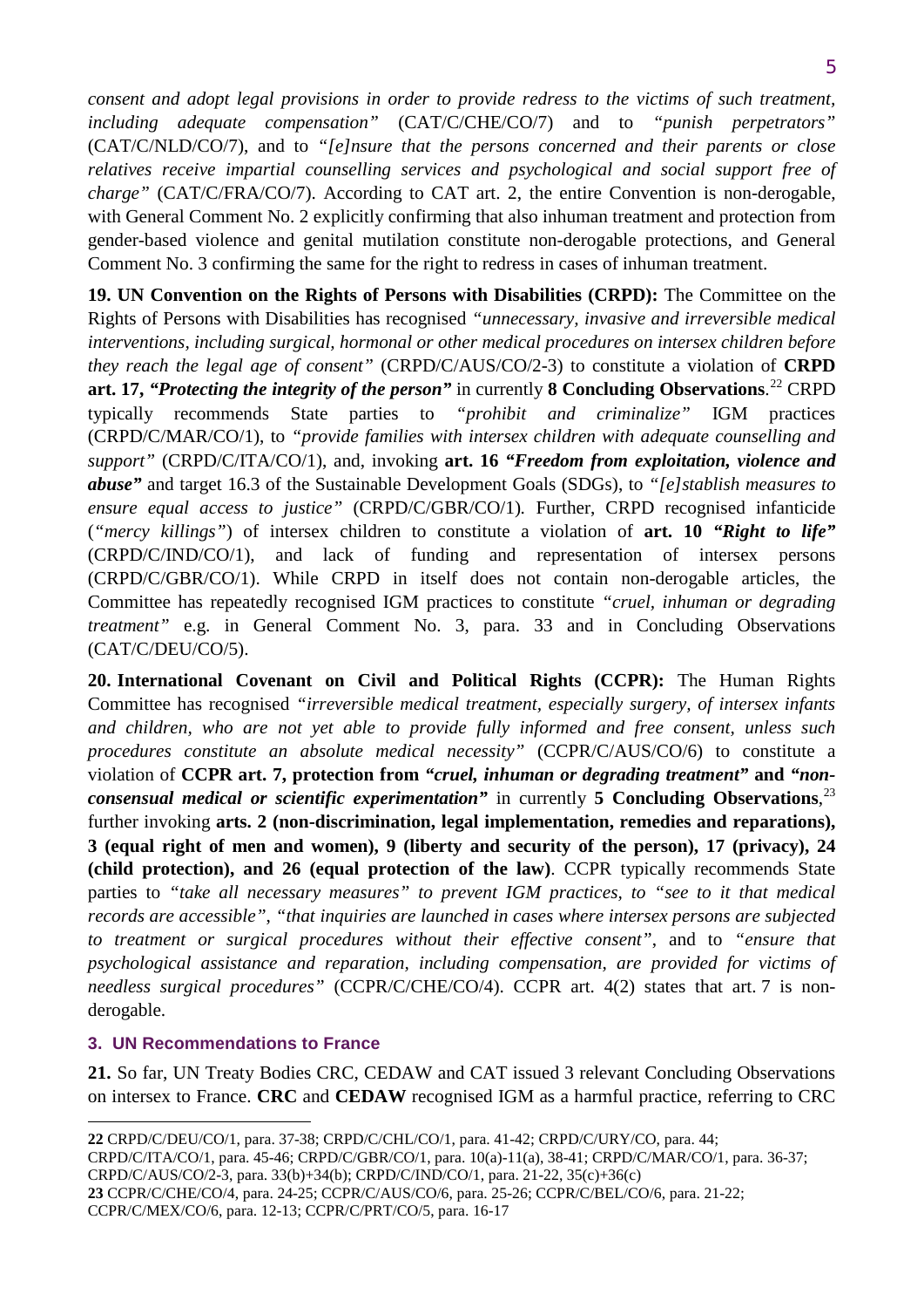*consent and adopt legal provisions in order to provide redress to the victims of such treatment, including adequate compensation"* (CAT/C/CHE/CO/7) and to *"punish perpetrators"* (CAT/C/NLD/CO/7), and to *"[e]nsure that the persons concerned and their parents or close relatives receive impartial counselling services and psychological and social support free of charge"* (CAT/C/FRA/CO/7). According to CAT art. 2, the entire Convention is non-derogable, with General Comment No. 2 explicitly confirming that also inhuman treatment and protection from gender-based violence and genital mutilation constitute non-derogable protections, and General Comment No. 3 confirming the same for the right to redress in cases of inhuman treatment.

**19. UN Convention on the Rights of Persons with Disabilities (CRPD):** The Committee on the Rights of Persons with Disabilities has recognised *"unnecessary, invasive and irreversible medical interventions, including surgical, hormonal or other medical procedures on intersex children before they reach the legal age of consent"* (CRPD/C/AUS/CO/2-3) to constitute a violation of **CRPD art. 17, *"Protecting the integrity of the person"*** in currently **8 Concluding Observations**.[22] CRPD typically recommends State parties to *"prohibit and criminalize"* IGM practices (CRPD/C/MAR/CO/1), to *"provide families with intersex children with adequate counselling and support"* (CRPD/C/ITA/CO/1), and, invoking **art. 16 *"Freedom from exploitation, violence and abuse"*** and target 16.3 of the Sustainable Development Goals (SDGs), to *"[e]stablish measures to ensure equal access to justice"* (CRPD/C/GBR/CO/1). Further, CRPD recognised infanticide (*"mercy killings"*) of intersex children to constitute a violation of **art. 10 *"Right to life"*** (CRPD/C/IND/CO/1), and lack of funding and representation of intersex persons (CRPD/C/GBR/CO/1). While CRPD in itself does not contain non-derogable articles, the Committee has repeatedly recognised IGM practices to constitute *"cruel, inhuman or degrading treatment"* e.g. in General Comment No. 3, para. 33 and in Concluding Observations (CAT/C/DEU/CO/5).

**20. International Covenant on Civil and Political Rights (CCPR):** The Human Rights Committee has recognised *"irreversible medical treatment, especially surgery, of intersex infants and children, who are not yet able to provide fully informed and free consent, unless such procedures constitute an absolute medical necessity"* (CCPR/C/AUS/CO/6) to constitute a violation of **CCPR art. 7, protection from *"cruel, inhuman or degrading treatment"* and *"non-consensual medical or scientific experimentation"*** in currently **5 Concluding Observations**,[23] further invoking **arts. 2 (non-discrimination, legal implementation, remedies and reparations), 3 (equal right of men and women), 9 (liberty and security of the person), 17 (privacy), 24 (child protection), and 26 (equal protection of the law)**. CCPR typically recommends State parties to *"take all necessary measures" to prevent IGM practices, to "see to it that medical records are accessible", "that inquiries are launched in cases where intersex persons are subjected to treatment or surgical procedures without their effective consent"*, and to *"ensure that psychological assistance and reparation, including compensation, are provided for victims of needless surgical procedures"* (CCPR/C/CHE/CO/4). CCPR art. 4(2) states that art. 7 is non-derogable.

### 3. UN Recommendations to France

**21.** So far, UN Treaty Bodies CRC, CEDAW and CAT issued 3 relevant Concluding Observations on intersex to France. **CRC** and **CEDAW** recognised IGM as a harmful practice, referring to CRC

---

**22** CRPD/C/DEU/CO/1, para. 37-38; CRPD/C/CHL/CO/1, para. 41-42; CRPD/C/URY/CO, para. 44; CRPD/C/ITA/CO/1, para. 45-46; CRPD/C/GBR/CO/1, para. 10(a)-11(a), 38-41; CRPD/C/MAR/CO/1, para. 36-37; CRPD/C/AUS/CO/2-3, para. 33(b)+34(b); CRPD/C/IND/CO/1, para. 21-22, 35(c)+36(c)

**23** CCPR/C/CHE/CO/4, para. 24-25; CCPR/C/AUS/CO/6, para. 25-26; CCPR/C/BEL/CO/6, para. 21-22; CCPR/C/MEX/CO/6, para. 12-13; CCPR/C/PRT/CO/5, para. 16-17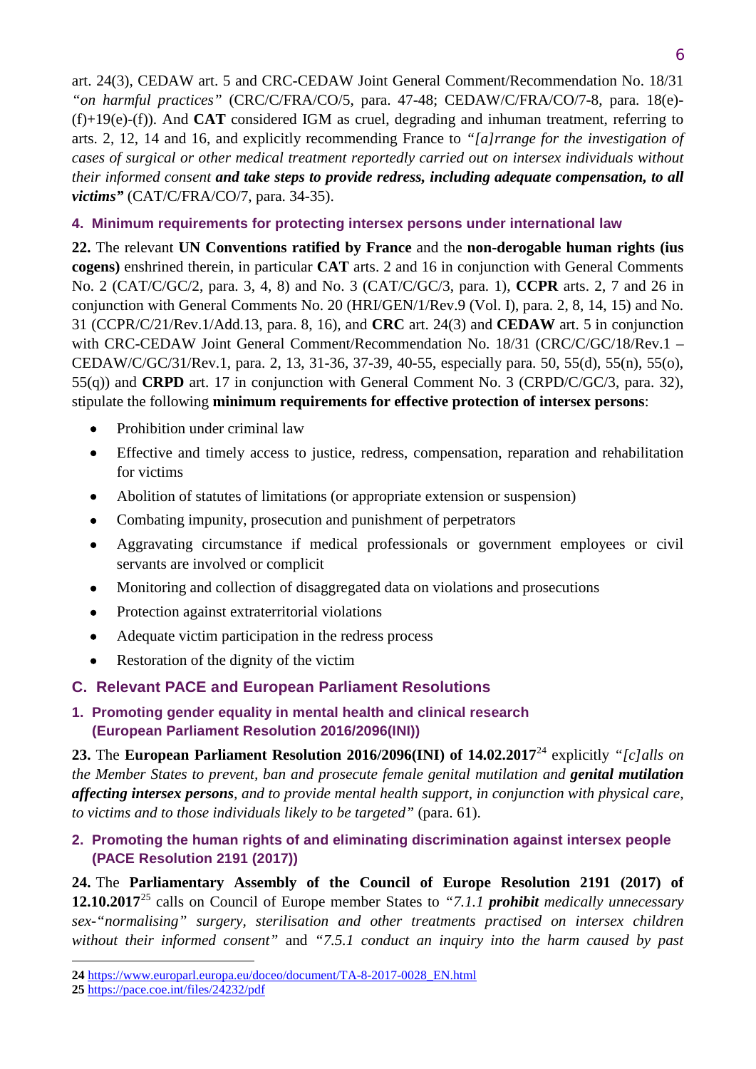art. 24(3), CEDAW art. 5 and CRC-CEDAW Joint General Comment/Recommendation No. 18/31 *"on harmful practices"* (CRC/C/FRA/CO/5, para. 47-48; CEDAW/C/FRA/CO/7-8, para. 18(e)-(f)+19(e)-(f)). And **CAT** considered IGM as cruel, degrading and inhuman treatment, referring to arts. 2, 12, 14 and 16, and explicitly recommending France to *"[a]rrange for the investigation of cases of surgical or other medical treatment reportedly carried out on intersex individuals without their informed consent* ***and take steps to provide redress, including adequate compensation, to all victims"*** (CAT/C/FRA/CO/7, para. 34-35).

### 4. Minimum requirements for protecting intersex persons under international law

**22.** The relevant **UN Conventions ratified by France** and the **non-derogable human rights (ius cogens)** enshrined therein, in particular **CAT** arts. 2 and 16 in conjunction with General Comments No. 2 (CAT/C/GC/2, para. 3, 4, 8) and No. 3 (CAT/C/GC/3, para. 1), **CCPR** arts. 2, 7 and 26 in conjunction with General Comments No. 20 (HRI/GEN/1/Rev.9 (Vol. I), para. 2, 8, 14, 15) and No. 31 (CCPR/C/21/Rev.1/Add.13, para. 8, 16), and **CRC** art. 24(3) and **CEDAW** art. 5 in conjunction with CRC-CEDAW Joint General Comment/Recommendation No. 18/31 (CRC/C/GC/18/Rev.1 – CEDAW/C/GC/31/Rev.1, para. 2, 13, 31-36, 37-39, 40-55, especially para. 50, 55(d), 55(n), 55(o), 55(q)) and **CRPD** art. 17 in conjunction with General Comment No. 3 (CRPD/C/GC/3, para. 32), stipulate the following **minimum requirements for effective protection of intersex persons**:

- Prohibition under criminal law
- Effective and timely access to justice, redress, compensation, reparation and rehabilitation for victims
- Abolition of statutes of limitations (or appropriate extension or suspension)
- Combating impunity, prosecution and punishment of perpetrators
- Aggravating circumstance if medical professionals or government employees or civil servants are involved or complicit
- Monitoring and collection of disaggregated data on violations and prosecutions
- Protection against extraterritorial violations
- Adequate victim participation in the redress process
- Restoration of the dignity of the victim

## C. Relevant PACE and European Parliament Resolutions

### 1. Promoting gender equality in mental health and clinical research (European Parliament Resolution 2016/2096(INI))

**23.** The **European Parliament Resolution 2016/2096(INI) of 14.02.2017**[24] explicitly *"[c]alls on the Member States to prevent, ban and prosecute female genital mutilation and* ***genital mutilation affecting intersex persons****, and to provide mental health support, in conjunction with physical care, to victims and to those individuals likely to be targeted"* (para. 61).

### 2. Promoting the human rights of and eliminating discrimination against intersex people (PACE Resolution 2191 (2017))

**24.** The **Parliamentary Assembly of the Council of Europe Resolution 2191 (2017) of 12.10.2017**[25] calls on Council of Europe member States to *"7.1.1* ***prohibit*** *medically unnecessary sex-"normalising" surgery, sterilisation and other treatments practised on intersex children without their informed consent"* and *"7.5.1 conduct an inquiry into the harm caused by past*

---

**24** https://www.europarl.europa.eu/doceo/document/TA-8-2017-0028_EN.html
**25** https://pace.coe.int/files/24232/pdf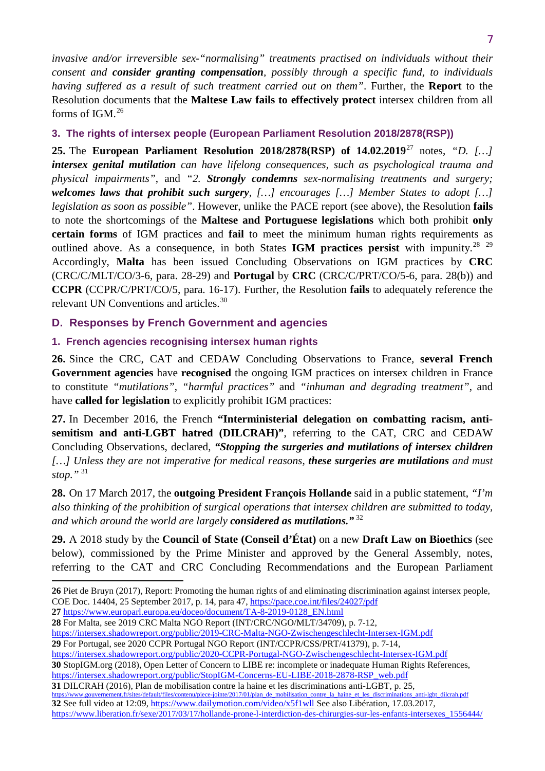*invasive and/or irreversible sex-"normalising" treatments practised on individuals without their consent and **consider granting compensation**, possibly through a specific fund, to individuals having suffered as a result of such treatment carried out on them"*. Further, the **Report** to the Resolution documents that the **Maltese Law fails to effectively protect** intersex children from all forms of IGM.[26]

### 3. The rights of intersex people (European Parliament Resolution 2018/2878(RSP))

**25.** The **European Parliament Resolution 2018/2878(RSP) of 14.02.2019**[27] notes, *"D. […] **intersex genital mutilation** can have lifelong consequences, such as psychological trauma and physical impairments"*, and *"2. **Strongly condemns** sex-normalising treatments and surgery; **welcomes laws that prohibit such surgery**, […] encourages […] Member States to adopt […] legislation as soon as possible"*. However, unlike the PACE report (see above), the Resolution **fails** to note the shortcomings of the **Maltese and Portuguese legislations** which both prohibit **only certain forms** of IGM practices and **fail** to meet the minimum human rights requirements as outlined above. As a consequence, in both States **IGM practices persist** with impunity.[28] [29] Accordingly, **Malta** has been issued Concluding Observations on IGM practices by **CRC** (CRC/C/MLT/CO/3-6, para. 28-29) and **Portugal** by **CRC** (CRC/C/PRT/CO/5-6, para. 28(b)) and **CCPR** (CCPR/C/PRT/CO/5, para. 16-17). Further, the Resolution **fails** to adequately reference the relevant UN Conventions and articles.[30]

## D. Responses by French Government and agencies

### 1. French agencies recognising intersex human rights

**26.** Since the CRC, CAT and CEDAW Concluding Observations to France, **several French Government agencies** have **recognised** the ongoing IGM practices on intersex children in France to constitute *"mutilations"*, *"harmful practices"* and *"inhuman and degrading treatment"*, and have **called for legislation** to explicitly prohibit IGM practices:

**27.** In December 2016, the French **"Interministerial delegation on combatting racism, anti-semitism and anti-LGBT hatred (DILCRAH)"**, referring to the CAT, CRC and CEDAW Concluding Observations, declared, ***"Stopping the surgeries and mutilations of intersex children** […] Unless they are not imperative for medical reasons, **these surgeries are mutilations** and must stop."*[31]

**28.** On 17 March 2017, the **outgoing President François Hollande** said in a public statement, *"I'm also thinking of the prohibition of surgical operations that intersex children are submitted to today, and which around the world are largely **considered as mutilations.**"*[32]

**29.** A 2018 study by the **Council of State (Conseil d'État)** on a new **Draft Law on Bioethics** (see below), commissioned by the Prime Minister and approved by the General Assembly, notes, referring to the CAT and CRC Concluding Recommendations and the European Parliament

---

**26** Piet de Bruyn (2017), Report: Promoting the human rights of and eliminating discrimination against intersex people, COE Doc. 14404, 25 September 2017, p. 14, para 47, https://pace.coe.int/files/24027/pdf

**27** https://www.europarl.europa.eu/doceo/document/TA-8-2019-0128_EN.html

**28** For Malta, see 2019 CRC Malta NGO Report (INT/CRC/NGO/MLT/34709), p. 7-12, https://intersex.shadowreport.org/public/2019-CRC-Malta-NGO-Zwischengeschlecht-Intersex-IGM.pdf

**29** For Portugal, see 2020 CCPR Portugal NGO Report (INT/CCPR/CSS/PRT/41379), p. 7-14, https://intersex.shadowreport.org/public/2020-CCPR-Portugal-NGO-Zwischengeschlecht-Intersex-IGM.pdf

**30** StopIGM.org (2018), Open Letter of Concern to LIBE re: incomplete or inadequate Human Rights References, https://intersex.shadowreport.org/public/StopIGM-Concerns-EU-LIBE-2018-2878-RSP_web.pdf

**31** DILCRAH (2016), Plan de mobilisation contre la haine et les discriminations anti-LGBT, p. 25, https://www.gouvernement.fr/sites/default/files/contenu/piece-jointe/2017/01/plan_de_mobilisation_contre_la_haine_et_les_discriminations_anti-lgbt_dilcrah.pdf

**32** See full video at 12:09, https://www.dailymotion.com/video/x5f1wll See also Libération, 17.03.2017, https://www.liberation.fr/sexe/2017/03/17/hollande-prone-l-interdiction-des-chirurgies-sur-les-enfants-intersexes_1556444/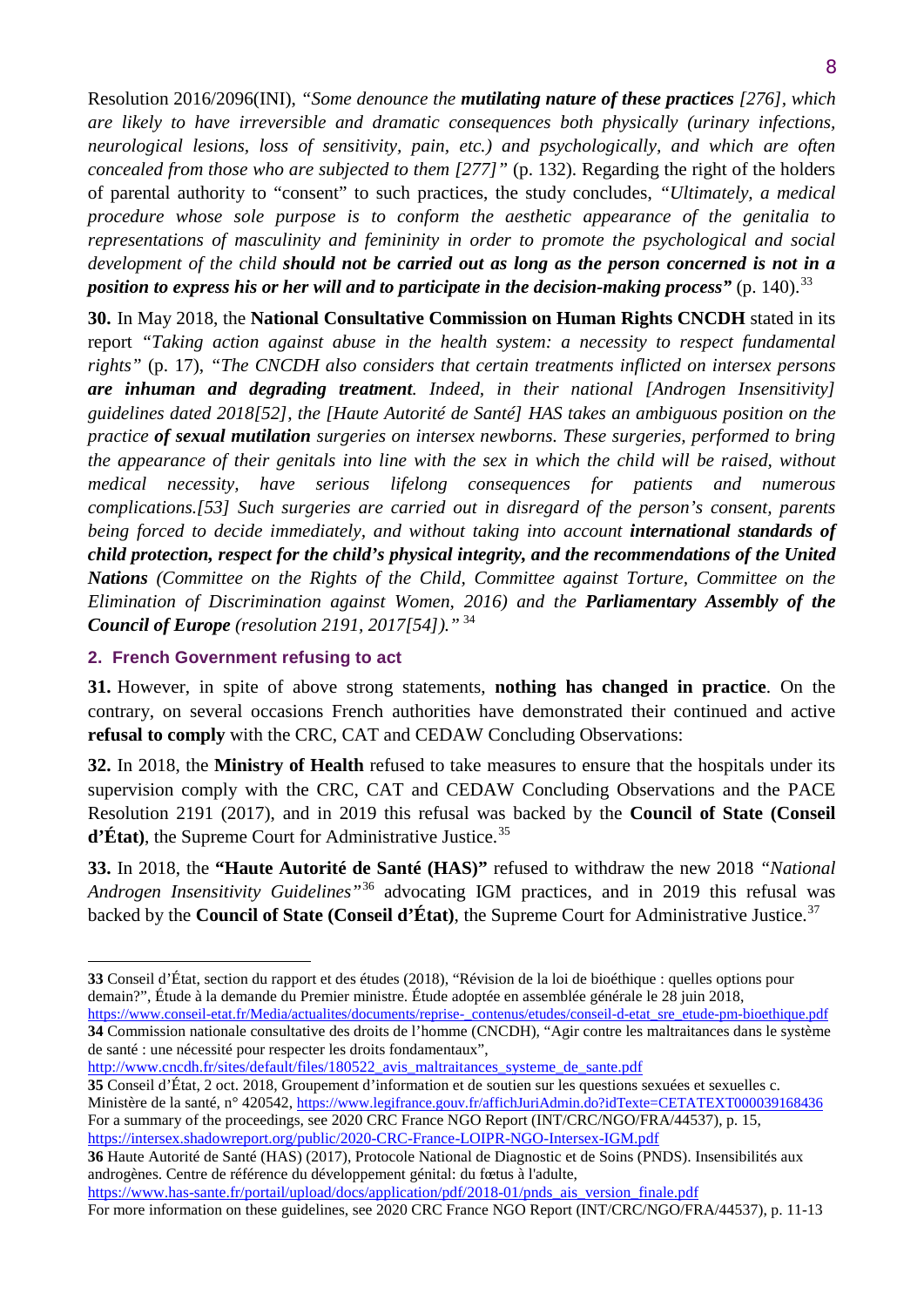Resolution 2016/2096(INI), *"Some denounce the **mutilating nature of these practices** [276], which are likely to have irreversible and dramatic consequences both physically (urinary infections, neurological lesions, loss of sensitivity, pain, etc.) and psychologically, and which are often concealed from those who are subjected to them [277]"* (p. 132). Regarding the right of the holders of parental authority to "consent" to such practices, the study concludes, *"Ultimately, a medical procedure whose sole purpose is to conform the aesthetic appearance of the genitalia to representations of masculinity and femininity in order to promote the psychological and social development of the child **should not be carried out as long as the person concerned is not in a position to express his or her will and to participate in the decision-making process**"* (p. 140).[33]

**30.** In May 2018, the **National Consultative Commission on Human Rights CNCDH** stated in its report *"Taking action against abuse in the health system: a necessity to respect fundamental rights"* (p. 17), *"The CNCDH also considers that certain treatments inflicted on intersex persons **are inhuman and degrading treatment**. Indeed, in their national [Androgen Insensitivity] guidelines dated 2018[52], the [Haute Autorité de Santé] HAS takes an ambiguous position on the practice **of sexual mutilation** surgeries on intersex newborns. These surgeries, performed to bring the appearance of their genitals into line with the sex in which the child will be raised, without medical necessity, have serious lifelong consequences for patients and numerous complications.[53] Such surgeries are carried out in disregard of the person's consent, parents being forced to decide immediately, and without taking into account **international standards of child protection, respect for the child's physical integrity, and the recommendations of the United Nations** (Committee on the Rights of the Child, Committee against Torture, Committee on the Elimination of Discrimination against Women, 2016) and the **Parliamentary Assembly of the Council of Europe** (resolution 2191, 2017[54])."* [34]

## 2. French Government refusing to act

**31.** However, in spite of above strong statements, **nothing has changed in practice**. On the contrary, on several occasions French authorities have demonstrated their continued and active **refusal to comply** with the CRC, CAT and CEDAW Concluding Observations:

**32.** In 2018, the **Ministry of Health** refused to take measures to ensure that the hospitals under its supervision comply with the CRC, CAT and CEDAW Concluding Observations and the PACE Resolution 2191 (2017), and in 2019 this refusal was backed by the **Council of State (Conseil d'État)**, the Supreme Court for Administrative Justice.[35]

**33.** In 2018, the **"Haute Autorité de Santé (HAS)"** refused to withdraw the new 2018 *"National Androgen Insensitivity Guidelines"*[36] advocating IGM practices, and in 2019 this refusal was backed by the **Council of State (Conseil d'État)**, the Supreme Court for Administrative Justice.[37]

---

**33** Conseil d'État, section du rapport et des études (2018), "Révision de la loi de bioéthique : quelles options pour demain?", Étude à la demande du Premier ministre. Étude adoptée en assemblée générale le 28 juin 2018, https://www.conseil-etat.fr/Media/actualites/documents/reprise-_contenus/etudes/conseil-d-etat_sre_etude-pm-bioethique.pdf

**34** Commission nationale consultative des droits de l'homme (CNCDH), "Agir contre les maltraitances dans le système de santé : une nécessité pour respecter les droits fondamentaux", http://www.cncdh.fr/sites/default/files/180522_avis_maltraitances_systeme_de_sante.pdf

**35** Conseil d'État, 2 oct. 2018, Groupement d'information et de soutien sur les questions sexuées et sexuelles c. Ministère de la santé, n° 420542, https://www.legifrance.gouv.fr/affichJuriAdmin.do?idTexte=CETATEXT000039168436
For a summary of the proceedings, see 2020 CRC France NGO Report (INT/CRC/NGO/FRA/44537), p. 15, https://intersex.shadowreport.org/public/2020-CRC-France-LOIPR-NGO-Intersex-IGM.pdf

**36** Haute Autorité de Santé (HAS) (2017), Protocole National de Diagnostic et de Soins (PNDS). Insensibilités aux androgènes. Centre de référence du développement génital: du fœtus à l'adulte, https://www.has-sante.fr/portail/upload/docs/application/pdf/2018-01/pnds_ais_version_finale.pdf
For more information on these guidelines, see 2020 CRC France NGO Report (INT/CRC/NGO/FRA/44537), p. 11-13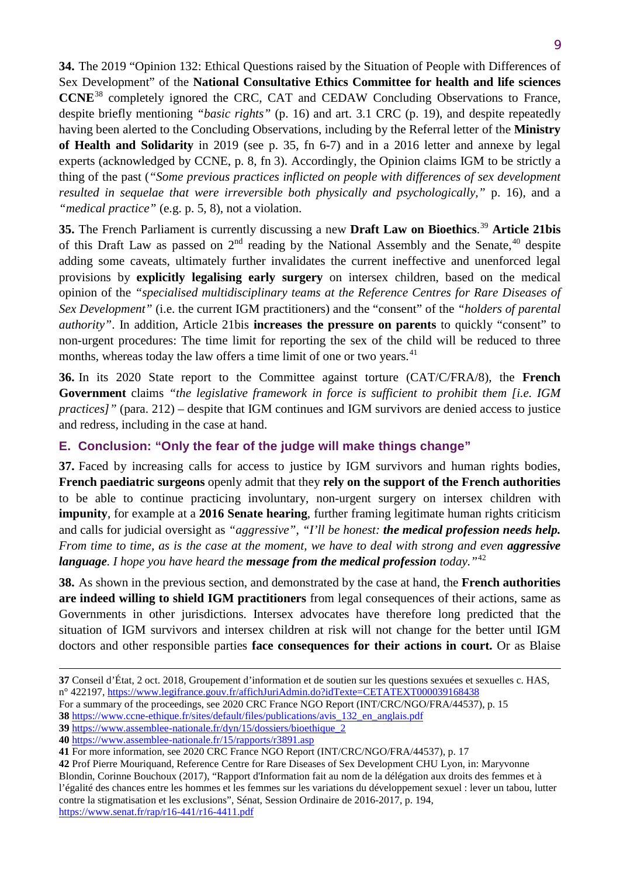**34.** The 2019 "Opinion 132: Ethical Questions raised by the Situation of People with Differences of Sex Development" of the **National Consultative Ethics Committee for health and life sciences CCNE**[38] completely ignored the CRC, CAT and CEDAW Concluding Observations to France, despite briefly mentioning *"basic rights"* (p. 16) and art. 3.1 CRC (p. 19), and despite repeatedly having been alerted to the Concluding Observations, including by the Referral letter of the **Ministry of Health and Solidarity** in 2019 (see p. 35, fn 6-7) and in a 2016 letter and annexe by legal experts (acknowledged by CCNE, p. 8, fn 3). Accordingly, the Opinion claims IGM to be strictly a thing of the past (*"Some previous practices inflicted on people with differences of sex development resulted in sequelae that were irreversible both physically and psychologically,"* p. 16), and a *"medical practice"* (e.g. p. 5, 8), not a violation.

**35.** The French Parliament is currently discussing a new **Draft Law on Bioethics**.[39] **Article 21bis** of this Draft Law as passed on 2nd reading by the National Assembly and the Senate,[40] despite adding some caveats, ultimately further invalidates the current ineffective and unenforced legal provisions by **explicitly legalising early surgery** on intersex children, based on the medical opinion of the *"specialised multidisciplinary teams at the Reference Centres for Rare Diseases of Sex Development"* (i.e. the current IGM practitioners) and the "consent" of the *"holders of parental authority"*. In addition, Article 21bis **increases the pressure on parents** to quickly "consent" to non-urgent procedures: The time limit for reporting the sex of the child will be reduced to three months, whereas today the law offers a time limit of one or two years.[41]

**36.** In its 2020 State report to the Committee against torture (CAT/C/FRA/8), the **French Government** claims *"the legislative framework in force is sufficient to prohibit them [i.e. IGM practices]"* (para. 212) – despite that IGM continues and IGM survivors are denied access to justice and redress, including in the case at hand.

## E. Conclusion: "Only the fear of the judge will make things change"

**37.** Faced by increasing calls for access to justice by IGM survivors and human rights bodies, **French paediatric surgeons** openly admit that they **rely on the support of the French authorities** to be able to continue practicing involuntary, non-urgent surgery on intersex children with **impunity**, for example at a **2016 Senate hearing**, further framing legitimate human rights criticism and calls for judicial oversight as *"aggressive"*, *"I'll be honest: **the medical profession needs help.** From time to time, as is the case at the moment, we have to deal with strong and even **aggressive language**. I hope you have heard the **message from the medical profession** today."*[42]

**38.** As shown in the previous section, and demonstrated by the case at hand, the **French authorities are indeed willing to shield IGM practitioners** from legal consequences of their actions, same as Governments in other jurisdictions. Intersex advocates have therefore long predicted that the situation of IGM survivors and intersex children at risk will not change for the better until IGM doctors and other responsible parties **face consequences for their actions in court.** Or as Blaise

---

**37** Conseil d'État, 2 oct. 2018, Groupement d'information et de soutien sur les questions sexuées et sexuelles c. HAS, n° 422197, https://www.legifrance.gouv.fr/affichJuriAdmin.do?idTexte=CETATEXT000039168438
For a summary of the proceedings, see 2020 CRC France NGO Report (INT/CRC/NGO/FRA/44537), p. 15

**38** https://www.ccne-ethique.fr/sites/default/files/publications/avis_132_en_anglais.pdf

**39** https://www.assemblee-nationale.fr/dyn/15/dossiers/bioethique_2

**40** https://www.assemblee-nationale.fr/15/rapports/r3891.asp

**41** For more information, see 2020 CRC France NGO Report (INT/CRC/NGO/FRA/44537), p. 17

**42** Prof Pierre Mouriquand, Reference Centre for Rare Diseases of Sex Development CHU Lyon, in: Maryvonne Blondin, Corinne Bouchoux (2017), "Rapport d'Information fait au nom de la délégation aux droits des femmes et à l'égalité des chances entre les hommes et les femmes sur les variations du développement sexuel : lever un tabou, lutter contre la stigmatisation et les exclusions", Sénat, Session Ordinaire de 2016-2017, p. 194, https://www.senat.fr/rap/r16-441/r16-4411.pdf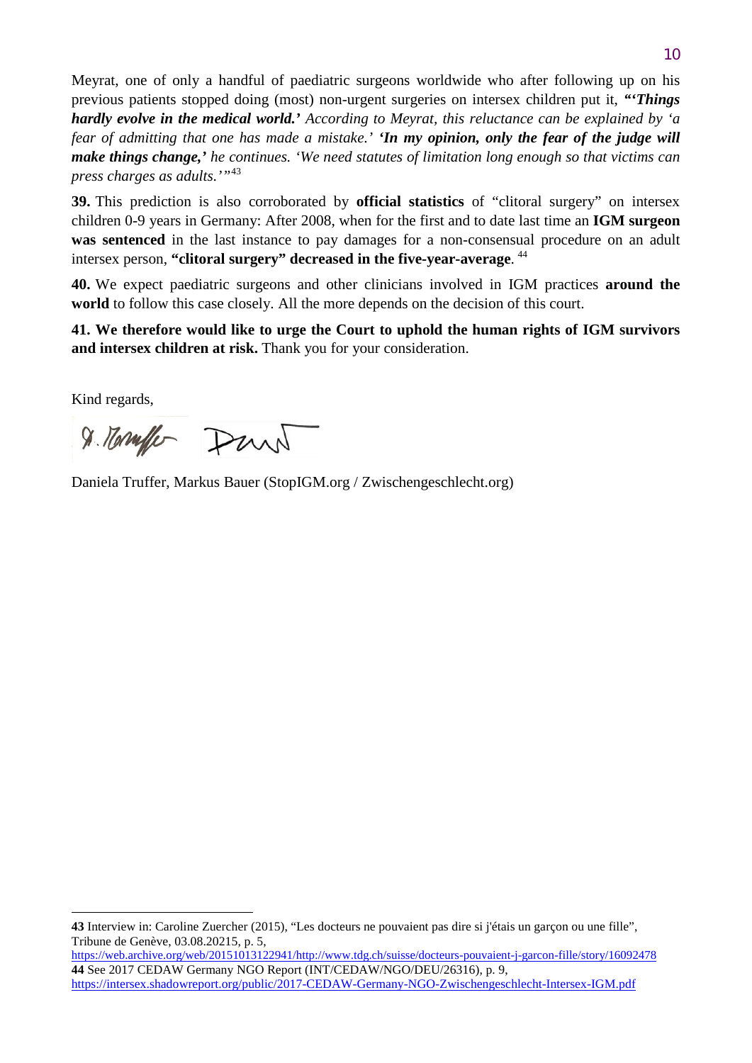Meyrat, one of only a handful of paediatric surgeons worldwide who after following up on his previous patients stopped doing (most) non-urgent surgeries on intersex children put it, ***"'Things hardly evolve in the medical world.'*** *According to Meyrat, this reluctance can be explained by 'a fear of admitting that one has made a mistake.'* ***'In my opinion, only the fear of the judge will make things change,'*** *he continues. 'We need statutes of limitation long enough so that victims can press charges as adults.'"*[43]

**39.** This prediction is also corroborated by **official statistics** of "clitoral surgery" on intersex children 0-9 years in Germany: After 2008, when for the first and to date last time an **IGM surgeon was sentenced** in the last instance to pay damages for a non-consensual procedure on an adult intersex person, **"clitoral surgery" decreased in the five-year-average**. [44]

**40.** We expect paediatric surgeons and other clinicians involved in IGM practices **around the world** to follow this case closely. All the more depends on the decision of this court.

**41. We therefore would like to urge the Court to uphold the human rights of IGM survivors and intersex children at risk.** Thank you for your consideration.

Kind regards,

Daniela Truffer, Markus Bauer (StopIGM.org / Zwischengeschlecht.org)

---

**43** Interview in: Caroline Zuercher (2015), "Les docteurs ne pouvaient pas dire si j'étais un garçon ou une fille", Tribune de Genève, 03.08.20215, p. 5, https://web.archive.org/web/20151013122941/http://www.tdg.ch/suisse/docteurs-pouvaient-j-garcon-fille/story/16092478

**44** See 2017 CEDAW Germany NGO Report (INT/CEDAW/NGO/DEU/26316), p. 9, https://intersex.shadowreport.org/public/2017-CEDAW-Germany-NGO-Zwischengeschlecht-Intersex-IGM.pdf